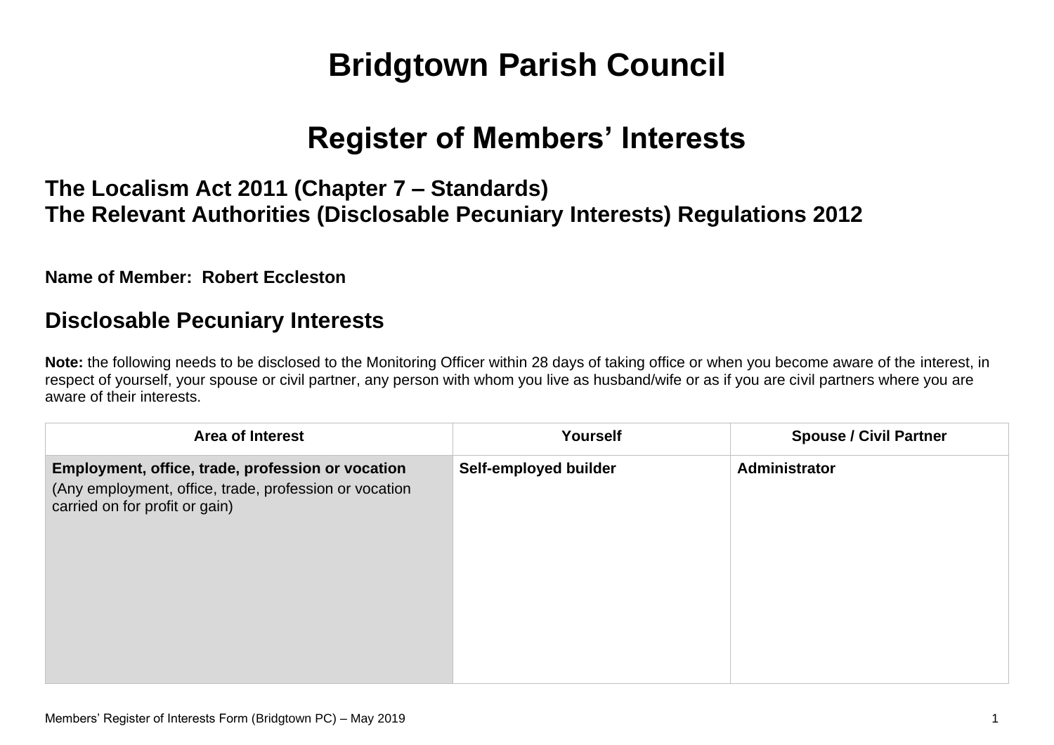# Bridgtown Parish Council

# Register of Members' Interests

### The Localism Act 2011 (Chapter 7 – Standards)
### The Relevant Authorities (Disclosable Pecuniary Interests) Regulations 2012

**Name of Member: Robert Eccleston**

## Disclosable Pecuniary Interests

**Note:** the following needs to be disclosed to the Monitoring Officer within 28 days of taking office or when you become aware of the interest, in respect of yourself, your spouse or civil partner, any person with whom you live as husband/wife or as if you are civil partners where you are aware of their interests.

| Area of Interest | Yourself | Spouse / Civil Partner |
|---|---|---|
| **Employment, office, trade, profession or vocation** (Any employment, office, trade, profession or vocation carried on for profit or gain) | **Self-employed builder** | **Administrator** |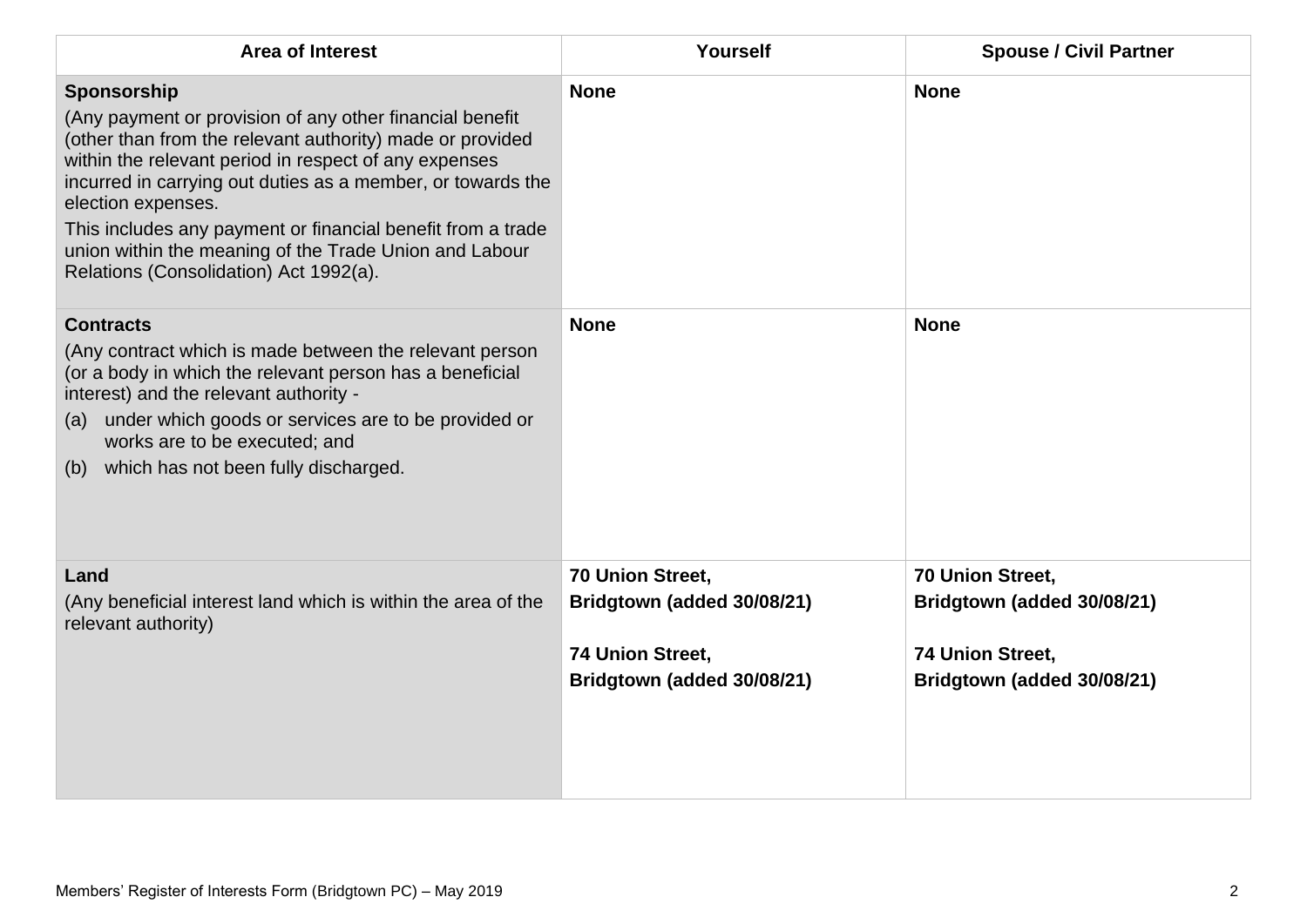| Area of Interest | Yourself | Spouse / Civil Partner |
|---|---|---|
| **Sponsorship**<br>(Any payment or provision of any other financial benefit (other than from the relevant authority) made or provided within the relevant period in respect of any expenses incurred in carrying out duties as a member, or towards the election expenses.<br>This includes any payment or financial benefit from a trade union within the meaning of the Trade Union and Labour Relations (Consolidation) Act 1992(a). | **None** | **None** |
| **Contracts**<br>(Any contract which is made between the relevant person (or a body in which the relevant person has a beneficial interest) and the relevant authority -<br>(a) under which goods or services are to be provided or works are to be executed; and<br>(b) which has not been fully discharged. | **None** | **None** |
| **Land**<br>(Any beneficial interest land which is within the area of the relevant authority) | **70 Union Street,**<br>**Bridgtown (added 30/08/21)**<br><br>**74 Union Street,**<br>**Bridgtown (added 30/08/21)** | **70 Union Street,**<br>**Bridgtown (added 30/08/21)**<br><br>**74 Union Street,**<br>**Bridgtown (added 30/08/21)** |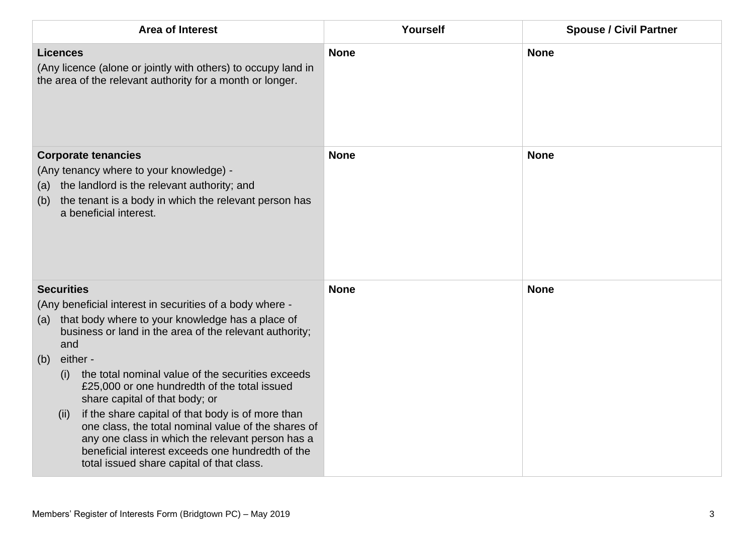| Area of Interest | Yourself | Spouse / Civil Partner |
|---|---|---|
| **Licences**<br>(Any licence (alone or jointly with others) to occupy land in the area of the relevant authority for a month or longer. | **None** | **None** |
| **Corporate tenancies**<br>(Any tenancy where to your knowledge) -<br>(a) the landlord is the relevant authority; and<br>(b) the tenant is a body in which the relevant person has a beneficial interest. | **None** | **None** |
| **Securities**<br>(Any beneficial interest in securities of a body where -<br>(a) that body where to your knowledge has a place of business or land in the area of the relevant authority; and<br>(b) either -<br>(i) the total nominal value of the securities exceeds £25,000 or one hundredth of the total issued share capital of that body; or<br>(ii) if the share capital of that body is of more than one class, the total nominal value of the shares of any one class in which the relevant person has a beneficial interest exceeds one hundredth of the total issued share capital of that class. | **None** | **None** |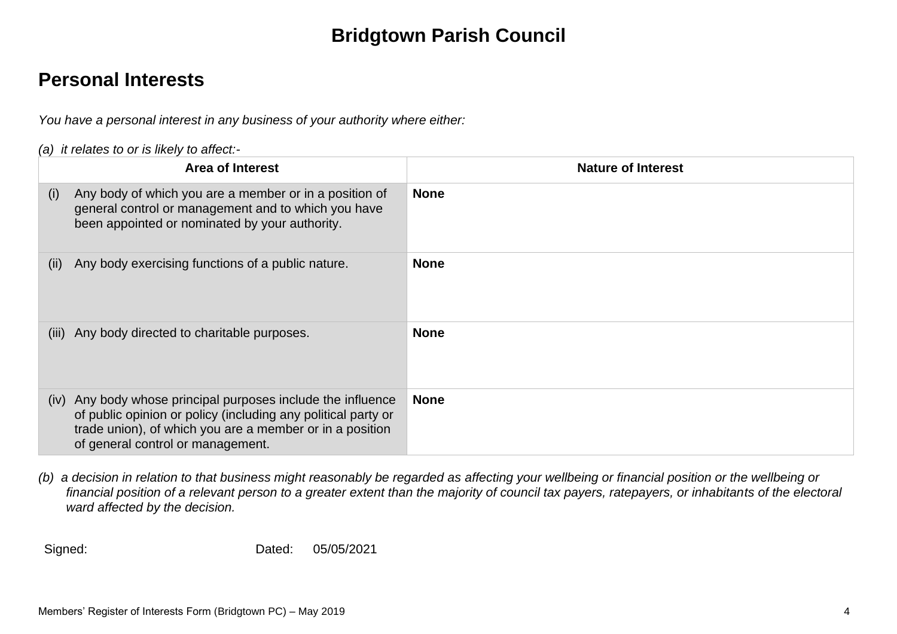# Bridgtown Parish Council

## Personal Interests

*You have a personal interest in any business of your authority where either:*

*(a) it relates to or is likely to affect:-*

| Area of Interest | Nature of Interest |
|---|---|
| (i) Any body of which you are a member or in a position of general control or management and to which you have been appointed or nominated by your authority. | **None** |
| (ii) Any body exercising functions of a public nature. | **None** |
| (iii) Any body directed to charitable purposes. | **None** |
| (iv) Any body whose principal purposes include the influence of public opinion or policy (including any political party or trade union), of which you are a member or in a position of general control or management. | **None** |

*(b) a decision in relation to that business might reasonably be regarded as affecting your wellbeing or financial position or the wellbeing or financial position of a relevant person to a greater extent than the majority of council tax payers, ratepayers, or inhabitants of the electoral ward affected by the decision.*

Signed: Dated: 05/05/2021

Members' Register of Interests Form (Bridgtown PC) – May 2019